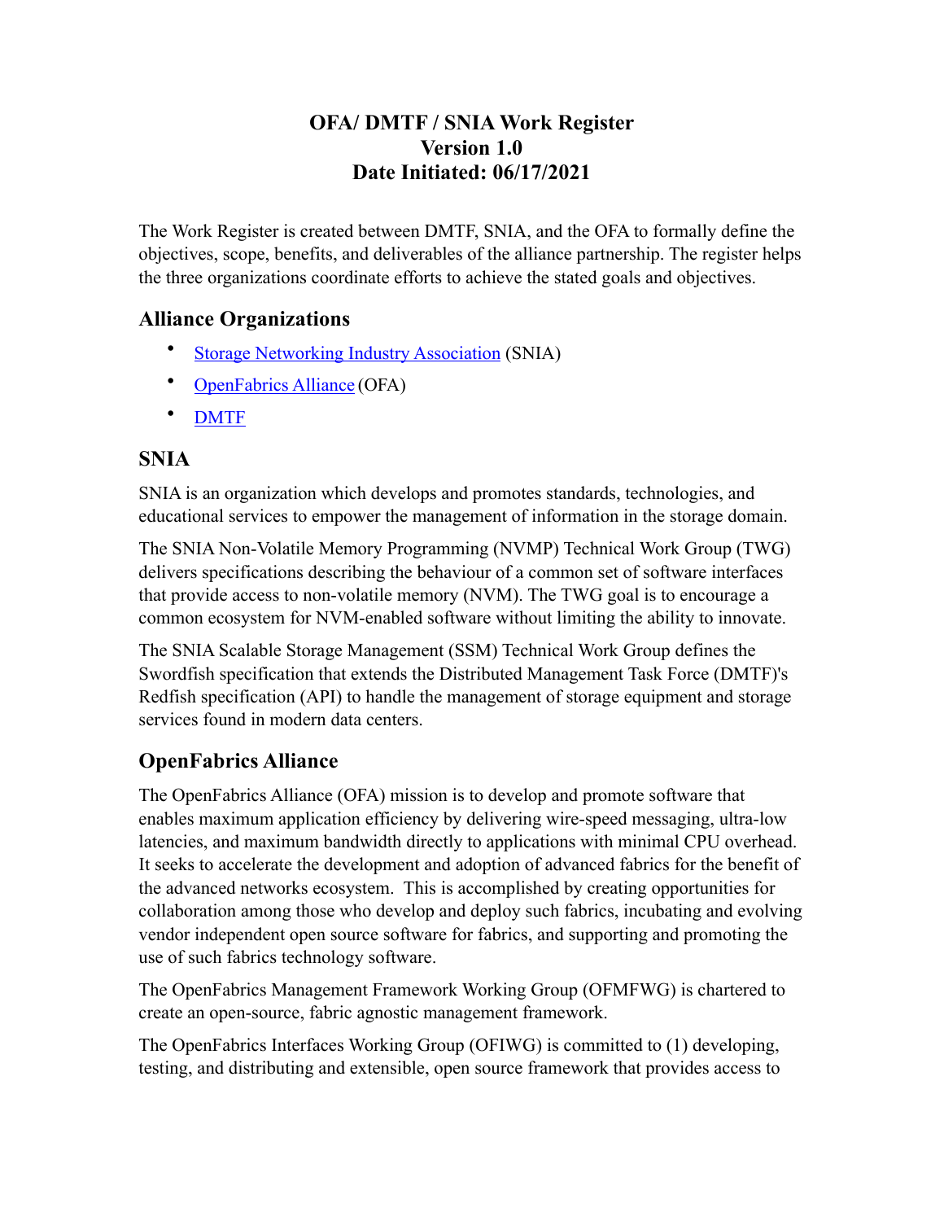# OFA/ DMTF / SNIA Work Register
# Version 1.0
# Date Initiated: 06/17/2021

The Work Register is created between DMTF, SNIA, and the OFA to formally define the objectives, scope, benefits, and deliverables of the alliance partnership. The register helps the three organizations coordinate efforts to achieve the stated goals and objectives.

## Alliance Organizations

- Storage Networking Industry Association (SNIA)
- OpenFabrics Alliance (OFA)
- DMTF

## SNIA

SNIA is an organization which develops and promotes standards, technologies, and educational services to empower the management of information in the storage domain.

The SNIA Non-Volatile Memory Programming (NVMP) Technical Work Group (TWG) delivers specifications describing the behaviour of a common set of software interfaces that provide access to non-volatile memory (NVM). The TWG goal is to encourage a common ecosystem for NVM-enabled software without limiting the ability to innovate.

The SNIA Scalable Storage Management (SSM) Technical Work Group defines the Swordfish specification that extends the Distributed Management Task Force (DMTF)'s Redfish specification (API) to handle the management of storage equipment and storage services found in modern data centers.

## OpenFabrics Alliance

The OpenFabrics Alliance (OFA) mission is to develop and promote software that enables maximum application efficiency by delivering wire-speed messaging, ultra-low latencies, and maximum bandwidth directly to applications with minimal CPU overhead. It seeks to accelerate the development and adoption of advanced fabrics for the benefit of the advanced networks ecosystem. This is accomplished by creating opportunities for collaboration among those who develop and deploy such fabrics, incubating and evolving vendor independent open source software for fabrics, and supporting and promoting the use of such fabrics technology software.

The OpenFabrics Management Framework Working Group (OFMFWG) is chartered to create an open-source, fabric agnostic management framework.

The OpenFabrics Interfaces Working Group (OFIWG) is committed to (1) developing, testing, and distributing and extensible, open source framework that provides access to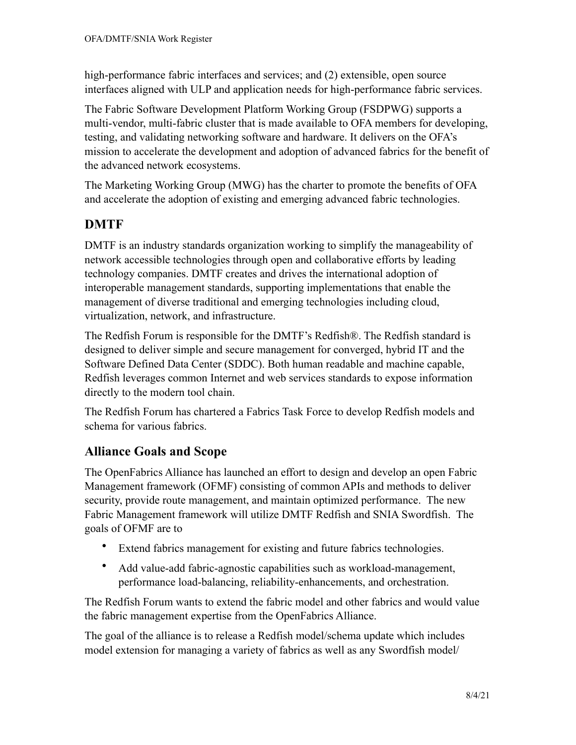high-performance fabric interfaces and services; and (2) extensible, open source interfaces aligned with ULP and application needs for high-performance fabric services.

The Fabric Software Development Platform Working Group (FSDPWG) supports a multi-vendor, multi-fabric cluster that is made available to OFA members for developing, testing, and validating networking software and hardware. It delivers on the OFA's mission to accelerate the development and adoption of advanced fabrics for the benefit of the advanced network ecosystems.

The Marketing Working Group (MWG) has the charter to promote the benefits of OFA and accelerate the adoption of existing and emerging advanced fabric technologies.

## DMTF

DMTF is an industry standards organization working to simplify the manageability of network accessible technologies through open and collaborative efforts by leading technology companies. DMTF creates and drives the international adoption of interoperable management standards, supporting implementations that enable the management of diverse traditional and emerging technologies including cloud, virtualization, network, and infrastructure.

The Redfish Forum is responsible for the DMTF's Redfish®. The Redfish standard is designed to deliver simple and secure management for converged, hybrid IT and the Software Defined Data Center (SDDC). Both human readable and machine capable, Redfish leverages common Internet and web services standards to expose information directly to the modern tool chain.

The Redfish Forum has chartered a Fabrics Task Force to develop Redfish models and schema for various fabrics.

## Alliance Goals and Scope

The OpenFabrics Alliance has launched an effort to design and develop an open Fabric Management framework (OFMF) consisting of common APIs and methods to deliver security, provide route management, and maintain optimized performance. The new Fabric Management framework will utilize DMTF Redfish and SNIA Swordfish. The goals of OFMF are to

- Extend fabrics management for existing and future fabrics technologies.
- Add value-add fabric-agnostic capabilities such as workload-management, performance load-balancing, reliability-enhancements, and orchestration.

The Redfish Forum wants to extend the fabric model and other fabrics and would value the fabric management expertise from the OpenFabrics Alliance.

The goal of the alliance is to release a Redfish model/schema update which includes model extension for managing a variety of fabrics as well as any Swordfish model/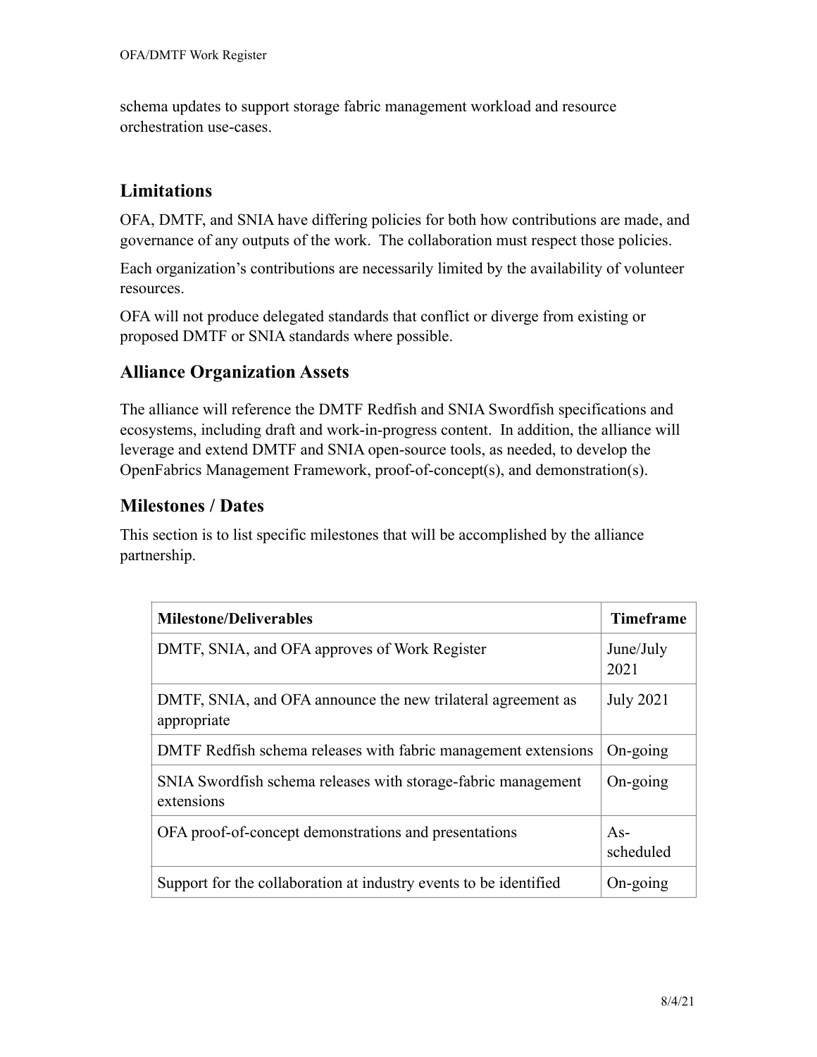schema updates to support storage fabric management workload and resource orchestration use-cases.

## Limitations

OFA, DMTF, and SNIA have differing policies for both how contributions are made, and governance of any outputs of the work.  The collaboration must respect those policies.

Each organization's contributions are necessarily limited by the availability of volunteer resources.

OFA will not produce delegated standards that conflict or diverge from existing or proposed DMTF or SNIA standards where possible.

## Alliance Organization Assets

The alliance will reference the DMTF Redfish and SNIA Swordfish specifications and ecosystems, including draft and work-in-progress content.  In addition, the alliance will leverage and extend DMTF and SNIA open-source tools, as needed, to develop the OpenFabrics Management Framework, proof-of-concept(s), and demonstration(s).

## Milestones / Dates

This section is to list specific milestones that will be accomplished by the alliance partnership.

| Milestone/Deliverables | Timeframe |
| --- | --- |
| DMTF, SNIA, and OFA approves of Work Register | June/July 2021 |
| DMTF, SNIA, and OFA announce the new trilateral agreement as appropriate | July 2021 |
| DMTF Redfish schema releases with fabric management extensions | On-going |
| SNIA Swordfish schema releases with storage-fabric management extensions | On-going |
| OFA proof-of-concept demonstrations and presentations | As-scheduled |
| Support for the collaboration at industry events to be identified | On-going |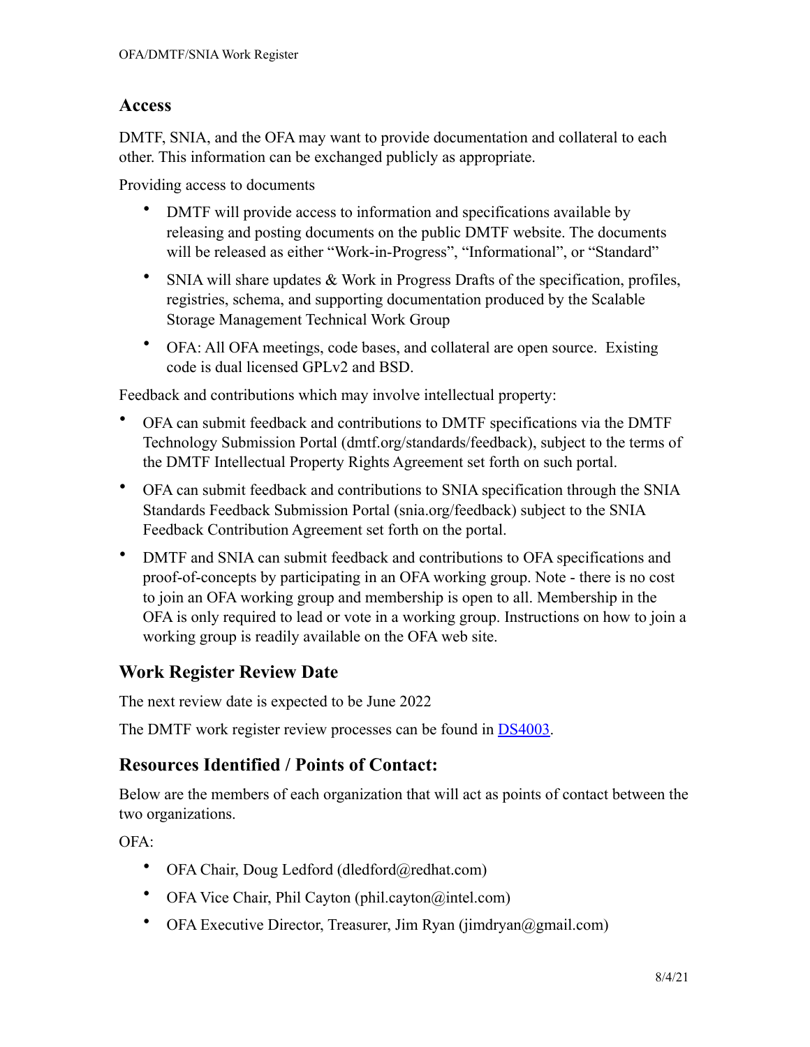## Access

DMTF, SNIA, and the OFA may want to provide documentation and collateral to each other. This information can be exchanged publicly as appropriate.

Providing access to documents

- DMTF will provide access to information and specifications available by releasing and posting documents on the public DMTF website. The documents will be released as either "Work-in-Progress", "Informational", or "Standard"
- SNIA will share updates & Work in Progress Drafts of the specification, profiles, registries, schema, and supporting documentation produced by the Scalable Storage Management Technical Work Group
- OFA: All OFA meetings, code bases, and collateral are open source. Existing code is dual licensed GPLv2 and BSD.

Feedback and contributions which may involve intellectual property:

- OFA can submit feedback and contributions to DMTF specifications via the DMTF Technology Submission Portal (dmtf.org/standards/feedback), subject to the terms of the DMTF Intellectual Property Rights Agreement set forth on such portal.
- OFA can submit feedback and contributions to SNIA specification through the SNIA Standards Feedback Submission Portal (snia.org/feedback) subject to the SNIA Feedback Contribution Agreement set forth on the portal.
- DMTF and SNIA can submit feedback and contributions to OFA specifications and proof-of-concepts by participating in an OFA working group. Note - there is no cost to join an OFA working group and membership is open to all. Membership in the OFA is only required to lead or vote in a working group. Instructions on how to join a working group is readily available on the OFA web site.

## Work Register Review Date

The next review date is expected to be June 2022

The DMTF work register review processes can be found in DS4003.

## Resources Identified / Points of Contact:

Below are the members of each organization that will act as points of contact between the two organizations.

OFA:

- OFA Chair, Doug Ledford (dledford@redhat.com)
- OFA Vice Chair, Phil Cayton (phil.cayton@intel.com)
- OFA Executive Director, Treasurer, Jim Ryan (jimdryan@gmail.com)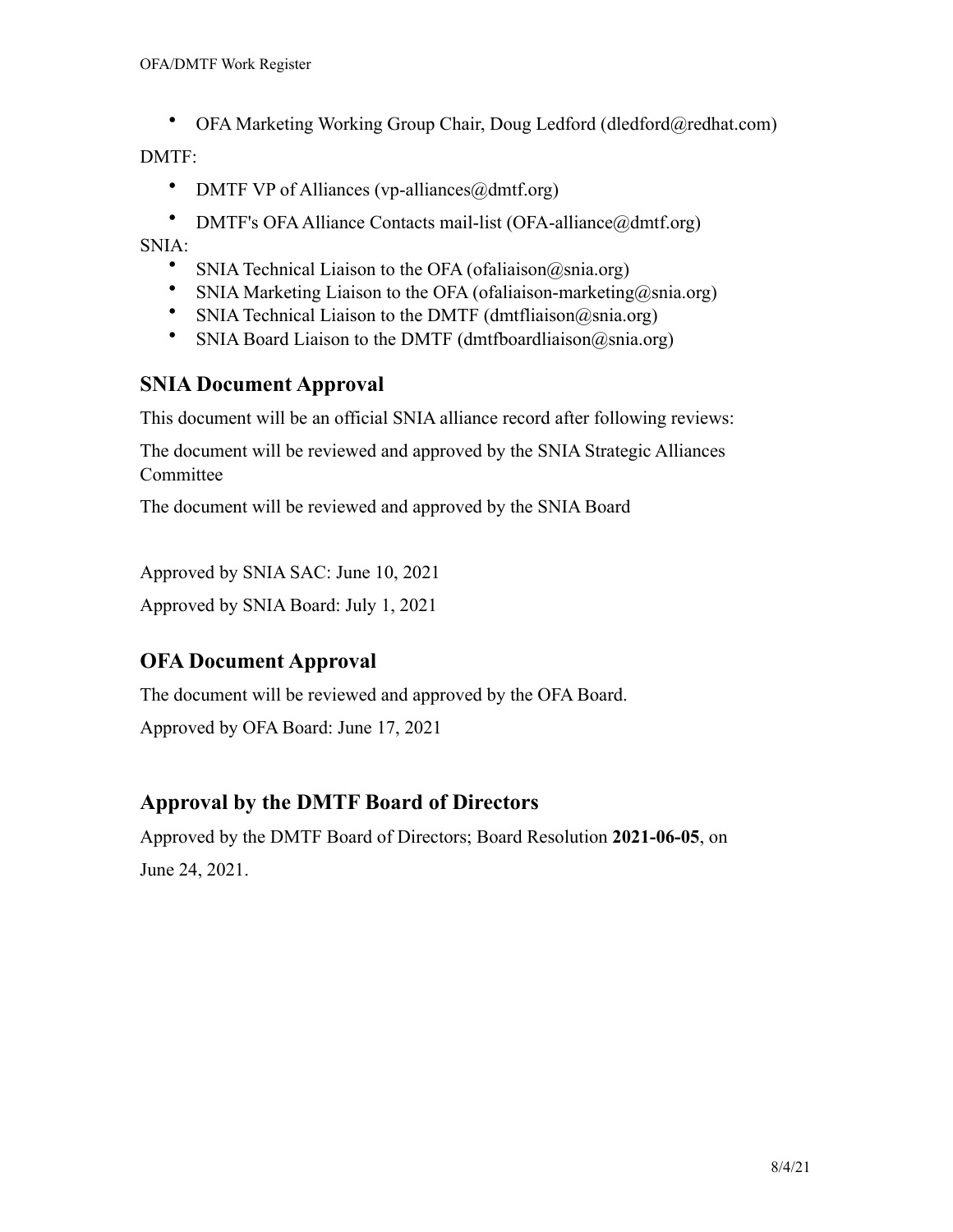- OFA Marketing Working Group Chair, Doug Ledford (dledford@redhat.com)

DMTF:

- DMTF VP of Alliances (vp-alliances@dmtf.org)
- DMTF's OFA Alliance Contacts mail-list (OFA-alliance@dmtf.org)

SNIA:

- SNIA Technical Liaison to the OFA (ofaliaison@snia.org)
- SNIA Marketing Liaison to the OFA (ofaliaison-marketing@snia.org)
- SNIA Technical Liaison to the DMTF (dmtfliaison@snia.org)
- SNIA Board Liaison to the DMTF (dmtfboardliaison@snia.org)

## SNIA Document Approval

This document will be an official SNIA alliance record after following reviews:

The document will be reviewed and approved by the SNIA Strategic Alliances Committee

The document will be reviewed and approved by the SNIA Board

Approved by SNIA SAC: June 10, 2021

Approved by SNIA Board: July 1, 2021

## OFA Document Approval

The document will be reviewed and approved by the OFA Board.

Approved by OFA Board: June 17, 2021

## Approval by the DMTF Board of Directors

Approved by the DMTF Board of Directors; Board Resolution **2021-06-05**, on June 24, 2021.